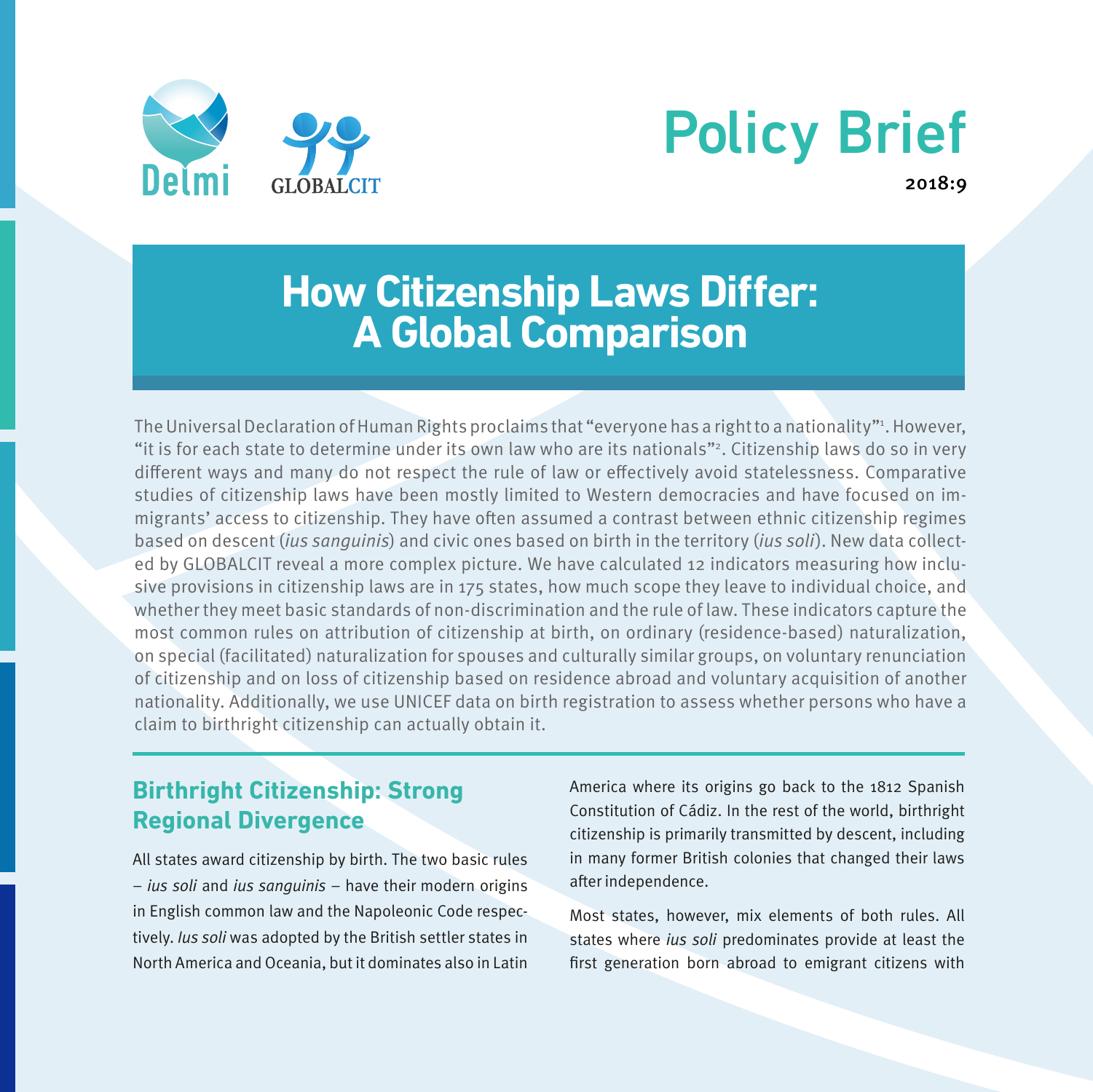Policy Brief

2018:9

# How Citizenship Laws Differ: A Global Comparison

The Universal Declaration of Human Rights proclaims that "everyone has a right to a nationality"[1]. However, "it is for each state to determine under its own law who are its nationals"[2]. Citizenship laws do so in very different ways and many do not respect the rule of law or effectively avoid statelessness. Comparative studies of citizenship laws have been mostly limited to Western democracies and have focused on immigrants' access to citizenship. They have often assumed a contrast between ethnic citizenship regimes based on descent (*ius sanguinis*) and civic ones based on birth in the territory (*ius soli*). New data collected by GLOBALCIT reveal a more complex picture. We have calculated 12 indicators measuring how inclusive provisions in citizenship laws are in 175 states, how much scope they leave to individual choice, and whether they meet basic standards of non-discrimination and the rule of law. These indicators capture the most common rules on attribution of citizenship at birth, on ordinary (residence-based) naturalization, on special (facilitated) naturalization for spouses and culturally similar groups, on voluntary renunciation of citizenship and on loss of citizenship based on residence abroad and voluntary acquisition of another nationality. Additionally, we use UNICEF data on birth registration to assess whether persons who have a claim to birthright citizenship can actually obtain it.

## Birthright Citizenship: Strong Regional Divergence

All states award citizenship by birth. The two basic rules – *ius soli* and *ius sanguinis* – have their modern origins in English common law and the Napoleonic Code respectively. *Ius soli* was adopted by the British settler states in North America and Oceania, but it dominates also in Latin America where its origins go back to the 1812 Spanish Constitution of Cádiz. In the rest of the world, birthright citizenship is primarily transmitted by descent, including in many former British colonies that changed their laws after independence.

Most states, however, mix elements of both rules. All states where *ius soli* predominates provide at least the first generation born abroad to emigrant citizens with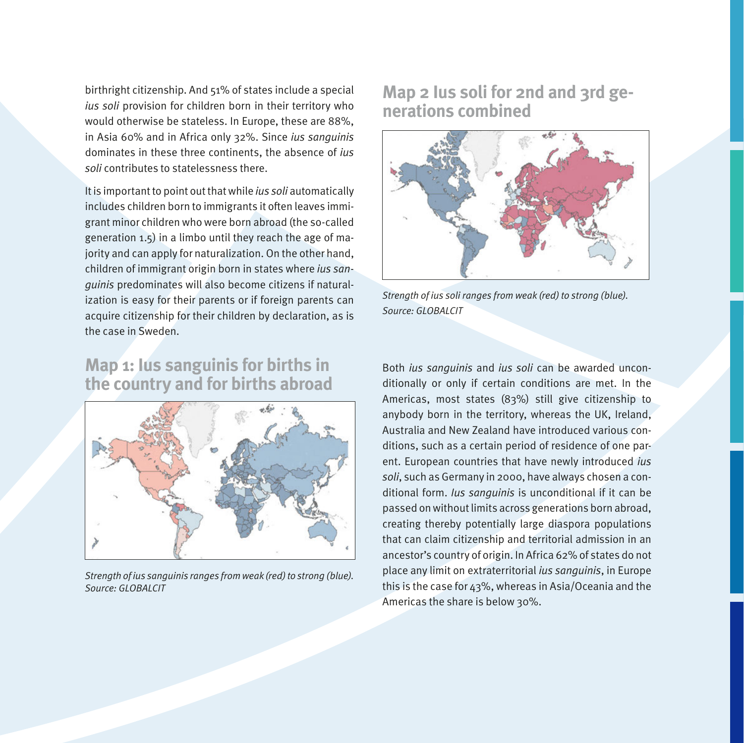birthright citizenship. And 51% of states include a special *ius soli* provision for children born in their territory who would otherwise be stateless. In Europe, these are 88%, in Asia 60% and in Africa only 32%. Since *ius sanguinis* dominates in these three continents, the absence of *ius soli* contributes to statelessness there.

It is important to point out that while *ius soli* automatically includes children born to immigrants it often leaves immigrant minor children who were born abroad (the so-called generation 1.5) in a limbo until they reach the age of majority and can apply for naturalization. On the other hand, children of immigrant origin born in states where *ius sanguinis* predominates will also become citizens if naturalization is easy for their parents or if foreign parents can acquire citizenship for their children by declaration, as is the case in Sweden.

## Map 1: Ius sanguinis for births in the country and for births abroad

*Strength of ius sanguinis ranges from weak (red) to strong (blue). Source: GLOBALCIT*

## Map 2 Ius soli for 2nd and 3rd generations combined

*Strength of ius soli ranges from weak (red) to strong (blue). Source: GLOBALCIT*

Both *ius sanguinis* and *ius soli* can be awarded unconditionally or only if certain conditions are met. In the Americas, most states (83%) still give citizenship to anybody born in the territory, whereas the UK, Ireland, Australia and New Zealand have introduced various conditions, such as a certain period of residence of one parent. European countries that have newly introduced *ius soli*, such as Germany in 2000, have always chosen a conditional form. *Ius sanguinis* is unconditional if it can be passed on without limits across generations born abroad, creating thereby potentially large diaspora populations that can claim citizenship and territorial admission in an ancestor's country of origin. In Africa 62% of states do not place any limit on extraterritorial *ius sanguinis*, in Europe this is the case for 43%, whereas in Asia/Oceania and the Americas the share is below 30%.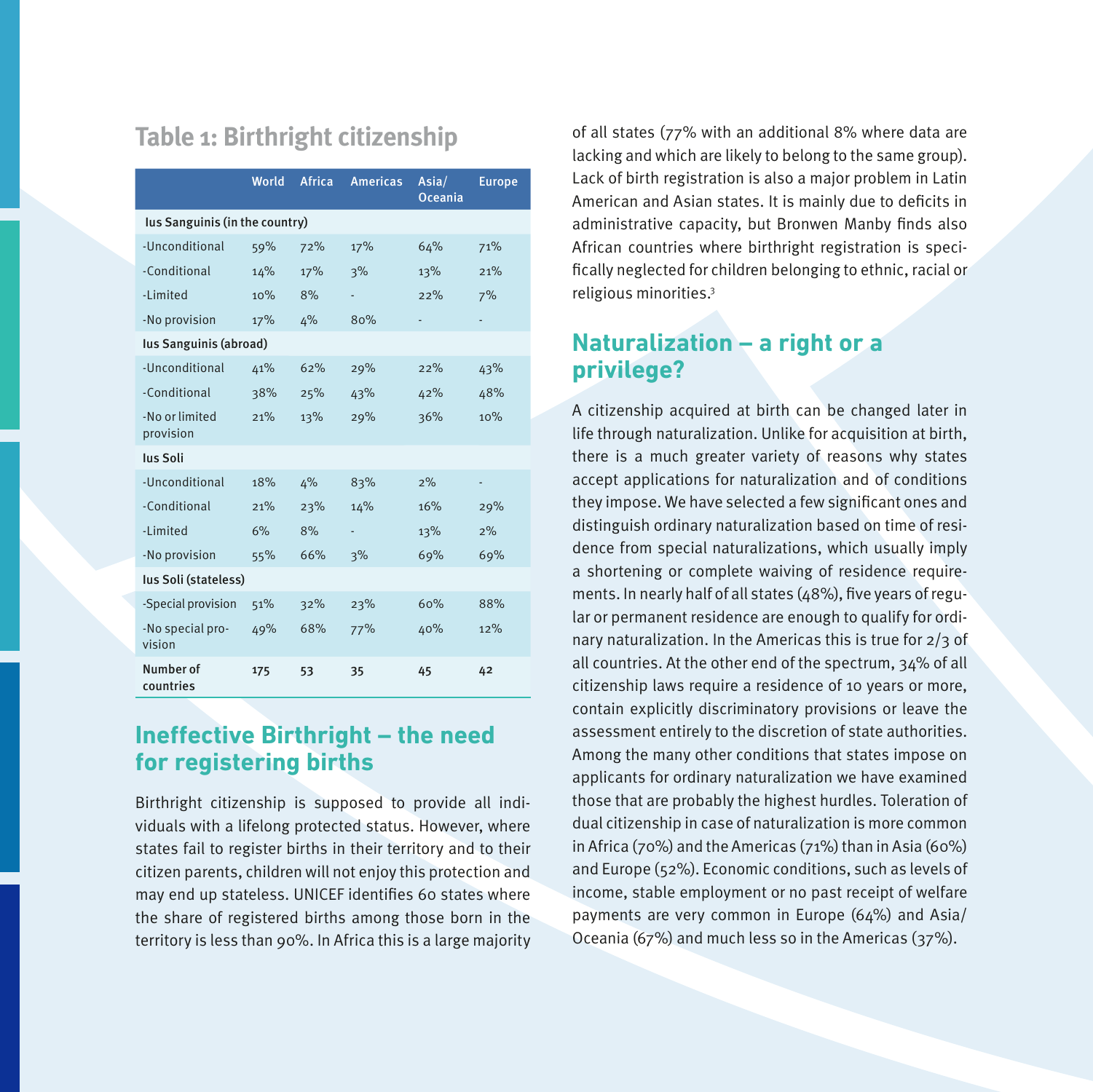## Table 1: Birthright citizenship

| | World | Africa | Americas | Asia/ Oceania | Europe |
|---|---|---|---|---|---|
| **Ius Sanguinis (in the country)** | | | | | |
| -Unconditional | 59% | 72% | 17% | 64% | 71% |
| -Conditional | 14% | 17% | 3% | 13% | 21% |
| -Limited | 10% | 8% | - | 22% | 7% |
| -No provision | 17% | 4% | 80% | - | - |
| **Ius Sanguinis (abroad)** | | | | | |
| -Unconditional | 41% | 62% | 29% | 22% | 43% |
| -Conditional | 38% | 25% | 43% | 42% | 48% |
| -No or limited provision | 21% | 13% | 29% | 36% | 10% |
| **Ius Soli** | | | | | |
| -Unconditional | 18% | 4% | 83% | 2% | - |
| -Conditional | 21% | 23% | 14% | 16% | 29% |
| -Limited | 6% | 8% | - | 13% | 2% |
| -No provision | 55% | 66% | 3% | 69% | 69% |
| **Ius Soli (stateless)** | | | | | |
| -Special provision | 51% | 32% | 23% | 60% | 88% |
| -No special provision | 49% | 68% | 77% | 40% | 12% |
| **Number of countries** | **175** | **53** | **35** | **45** | **42** |

## Ineffective Birthright – the need for registering births

Birthright citizenship is supposed to provide all individuals with a lifelong protected status. However, where states fail to register births in their territory and to their citizen parents, children will not enjoy this protection and may end up stateless. UNICEF identifies 60 states where the share of registered births among those born in the territory is less than 90%. In Africa this is a large majority of all states (77% with an additional 8% where data are lacking and which are likely to belong to the same group). Lack of birth registration is also a major problem in Latin American and Asian states. It is mainly due to deficits in administrative capacity, but Bronwen Manby finds also African countries where birthright registration is specifically neglected for children belonging to ethnic, racial or religious minorities.[3]

## Naturalization – a right or a privilege?

A citizenship acquired at birth can be changed later in life through naturalization. Unlike for acquisition at birth, there is a much greater variety of reasons why states accept applications for naturalization and of conditions they impose. We have selected a few significant ones and distinguish ordinary naturalization based on time of residence from special naturalizations, which usually imply a shortening or complete waiving of residence requirements. In nearly half of all states (48%), five years of regular or permanent residence are enough to qualify for ordinary naturalization. In the Americas this is true for 2/3 of all countries. At the other end of the spectrum, 34% of all citizenship laws require a residence of 10 years or more, contain explicitly discriminatory provisions or leave the assessment entirely to the discretion of state authorities. Among the many other conditions that states impose on applicants for ordinary naturalization we have examined those that are probably the highest hurdles. Toleration of dual citizenship in case of naturalization is more common in Africa (70%) and the Americas (71%) than in Asia (60%) and Europe (52%). Economic conditions, such as levels of income, stable employment or no past receipt of welfare payments are very common in Europe (64%) and Asia/Oceania (67%) and much less so in the Americas (37%).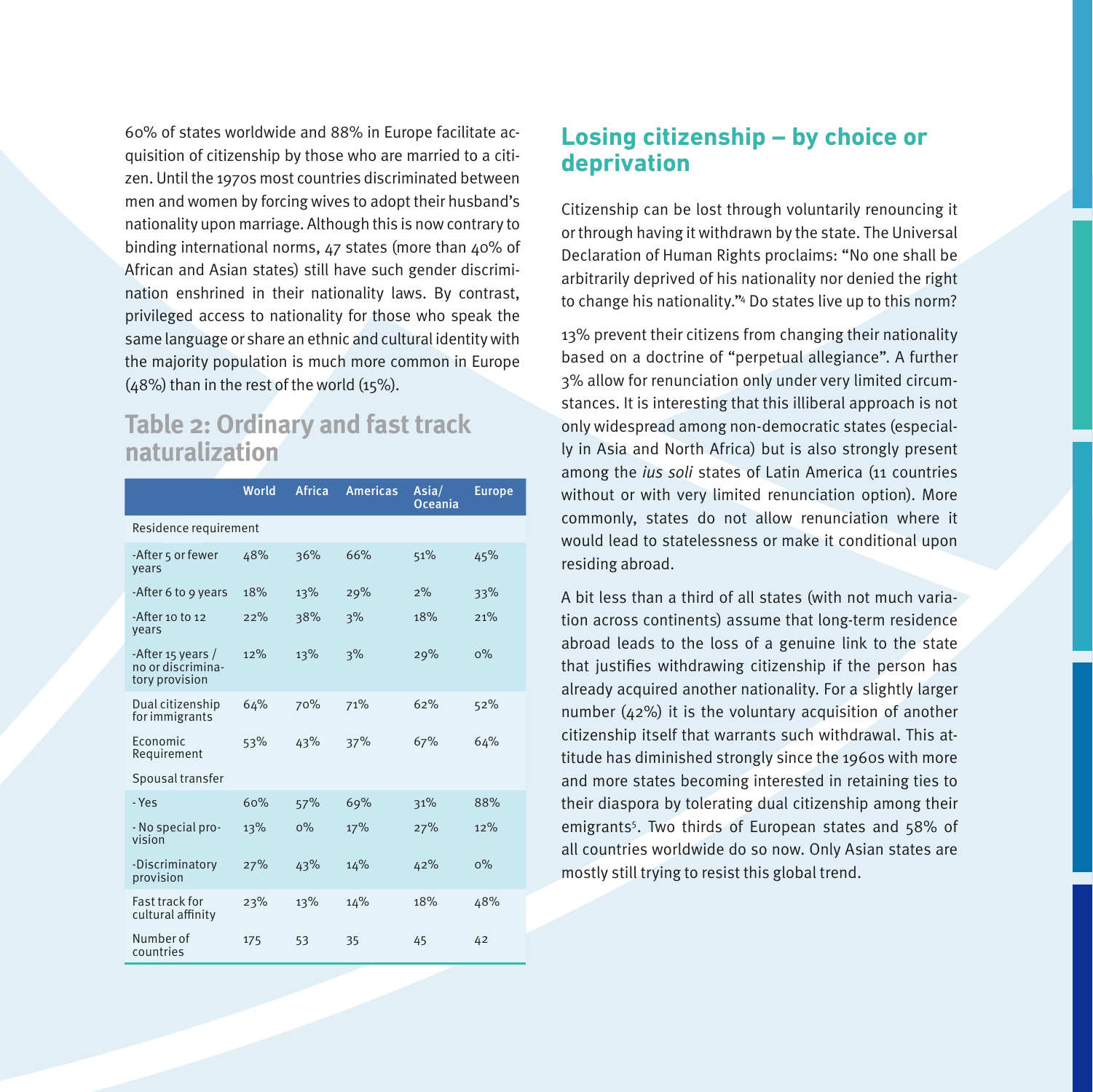60% of states worldwide and 88% in Europe facilitate acquisition of citizenship by those who are married to a citizen. Until the 1970s most countries discriminated between men and women by forcing wives to adopt their husband's nationality upon marriage. Although this is now contrary to binding international norms, 47 states (more than 40% of African and Asian states) still have such gender discrimination enshrined in their nationality laws. By contrast, privileged access to nationality for those who speak the same language or share an ethnic and cultural identity with the majority population is much more common in Europe (48%) than in the rest of the world (15%).

## Table 2: Ordinary and fast track naturalization

| | World | Africa | Americas | Asia/ Oceania | Europe |
|---|---|---|---|---|---|
| Residence requirement | | | | | |
| -After 5 or fewer years | 48% | 36% | 66% | 51% | 45% |
| -After 6 to 9 years | 18% | 13% | 29% | 2% | 33% |
| -After 10 to 12 years | 22% | 38% | 3% | 18% | 21% |
| -After 15 years / no or discriminatory provision | 12% | 13% | 3% | 29% | 0% |
| Dual citizenship for immigrants | 64% | 70% | 71% | 62% | 52% |
| Economic Requirement | 53% | 43% | 37% | 67% | 64% |
| Spousal transfer | | | | | |
| - Yes | 60% | 57% | 69% | 31% | 88% |
| - No special provision | 13% | 0% | 17% | 27% | 12% |
| -Discriminatory provision | 27% | 43% | 14% | 42% | 0% |
| Fast track for cultural affinity | 23% | 13% | 14% | 18% | 48% |
| Number of countries | 175 | 53 | 35 | 45 | 42 |

## Losing citizenship – by choice or deprivation

Citizenship can be lost through voluntarily renouncing it or through having it withdrawn by the state. The Universal Declaration of Human Rights proclaims: "No one shall be arbitrarily deprived of his nationality nor denied the right to change his nationality."[4] Do states live up to this norm?

13% prevent their citizens from changing their nationality based on a doctrine of "perpetual allegiance". A further 3% allow for renunciation only under very limited circumstances. It is interesting that this illiberal approach is not only widespread among non-democratic states (especially in Asia and North Africa) but is also strongly present among the *ius soli* states of Latin America (11 countries without or with very limited renunciation option). More commonly, states do not allow renunciation where it would lead to statelessness or make it conditional upon residing abroad.

A bit less than a third of all states (with not much variation across continents) assume that long-term residence abroad leads to the loss of a genuine link to the state that justifies withdrawing citizenship if the person has already acquired another nationality. For a slightly larger number (42%) it is the voluntary acquisition of another citizenship itself that warrants such withdrawal. This attitude has diminished strongly since the 1960s with more and more states becoming interested in retaining ties to their diaspora by tolerating dual citizenship among their emigrants[5]. Two thirds of European states and 58% of all countries worldwide do so now. Only Asian states are mostly still trying to resist this global trend.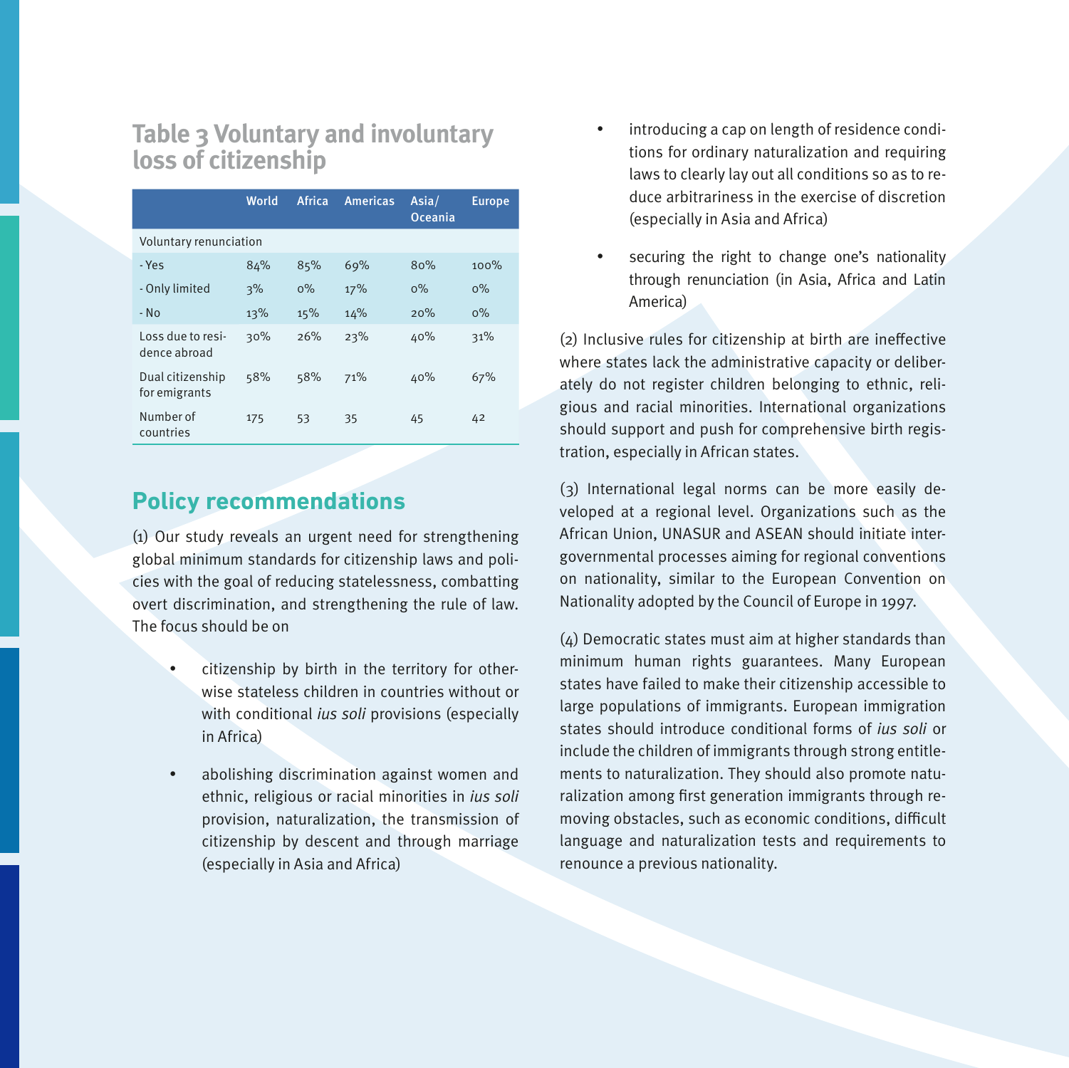## Table 3 Voluntary and involuntary loss of citizenship

| | World | Africa | Americas | Asia/ Oceania | Europe |
|---|---|---|---|---|---|
| Voluntary renunciation | | | | | |
| - Yes | 84% | 85% | 69% | 80% | 100% |
| - Only limited | 3% | 0% | 17% | 0% | 0% |
| - No | 13% | 15% | 14% | 20% | 0% |
| Loss due to residence abroad | 30% | 26% | 23% | 40% | 31% |
| Dual citizenship for emigrants | 58% | 58% | 71% | 40% | 67% |
| Number of countries | 175 | 53 | 35 | 45 | 42 |

## Policy recommendations

(1) Our study reveals an urgent need for strengthening global minimum standards for citizenship laws and policies with the goal of reducing statelessness, combatting overt discrimination, and strengthening the rule of law. The focus should be on

- citizenship by birth in the territory for otherwise stateless children in countries without or with conditional *ius soli* provisions (especially in Africa)
- abolishing discrimination against women and ethnic, religious or racial minorities in *ius soli* provision, naturalization, the transmission of citizenship by descent and through marriage (especially in Asia and Africa)
- introducing a cap on length of residence conditions for ordinary naturalization and requiring laws to clearly lay out all conditions so as to reduce arbitrariness in the exercise of discretion (especially in Asia and Africa)
- securing the right to change one's nationality through renunciation (in Asia, Africa and Latin America)

(2) Inclusive rules for citizenship at birth are ineffective where states lack the administrative capacity or deliberately do not register children belonging to ethnic, religious and racial minorities. International organizations should support and push for comprehensive birth registration, especially in African states.

(3) International legal norms can be more easily developed at a regional level. Organizations such as the African Union, UNASUR and ASEAN should initiate intergovernmental processes aiming for regional conventions on nationality, similar to the European Convention on Nationality adopted by the Council of Europe in 1997.

(4) Democratic states must aim at higher standards than minimum human rights guarantees. Many European states have failed to make their citizenship accessible to large populations of immigrants. European immigration states should introduce conditional forms of *ius soli* or include the children of immigrants through strong entitlements to naturalization. They should also promote naturalization among first generation immigrants through removing obstacles, such as economic conditions, difficult language and naturalization tests and requirements to renounce a previous nationality.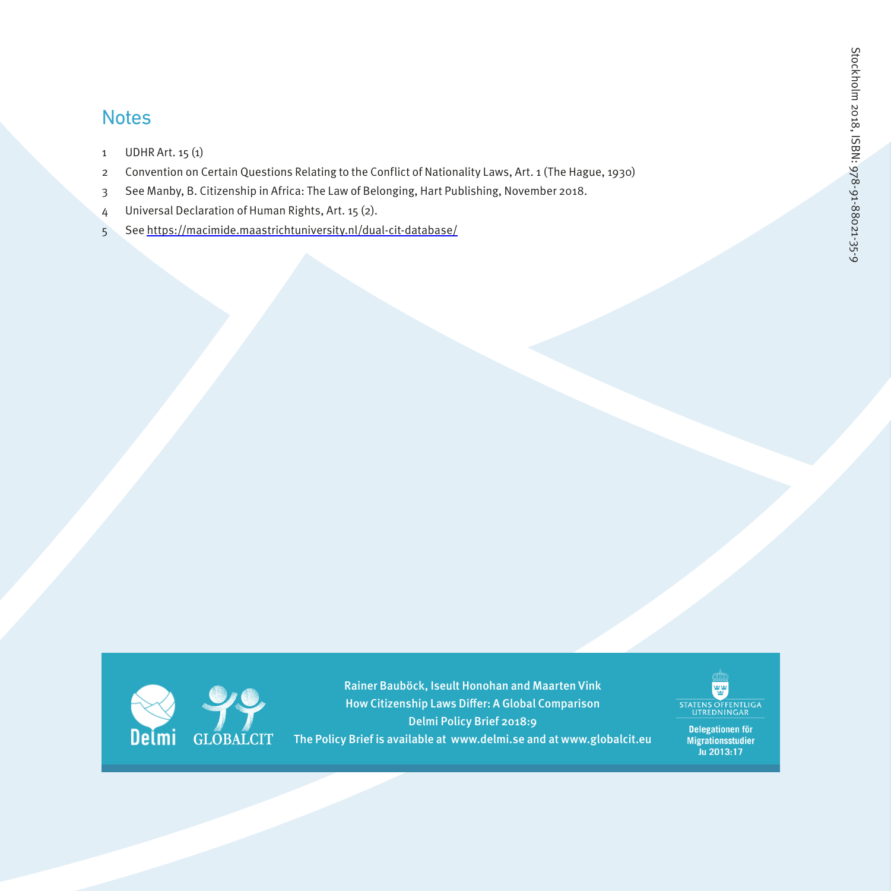## Notes

1. UDHR Art. 15 (1)
2. Convention on Certain Questions Relating to the Conflict of Nationality Laws, Art. 1 (The Hague, 1930)
3. See Manby, B. Citizenship in Africa: The Law of Belonging, Hart Publishing, November 2018.
4. Universal Declaration of Human Rights, Art. 15 (2).
5. See https://macimide.maastrichtuniversity.nl/dual-cit-database/

Stockholm 2018, ISBN: 978-91-88021-35-9

Rainer Bauböck, Iseult Honohan and Maarten Vink
How Citizenship Laws Differ: A Global Comparison
Delmi Policy Brief 2018:9
The Policy Brief is available at www.delmi.se and at www.globalcit.eu

Delmi

GLOBALCIT

STATENS OFFENTLIGA UTREDNINGAR

Delegationen för Migrationsstudier
Ju 2013:17